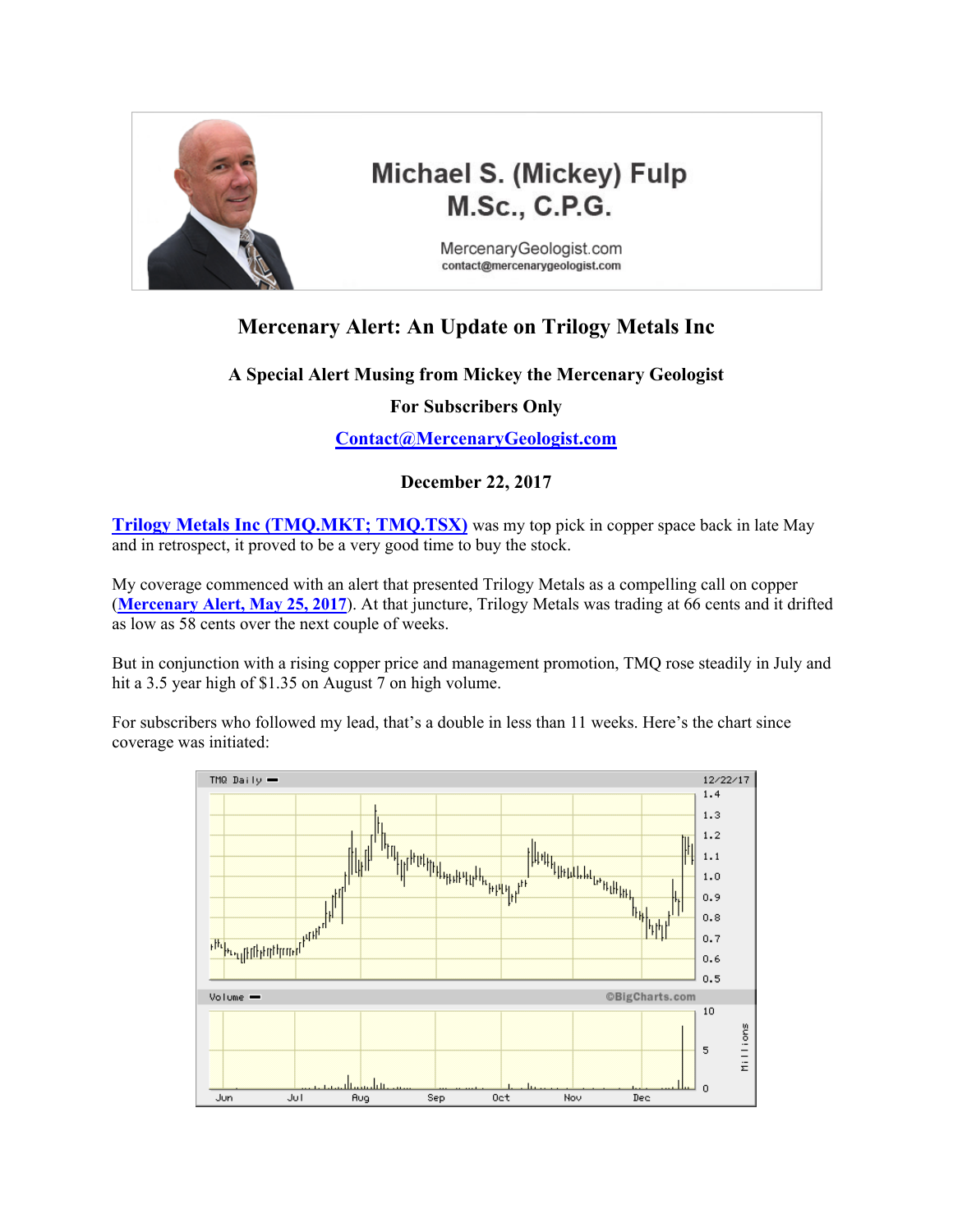Michael S. (Mickey) Fulp
M.Sc., C.P.G.

MercenaryGeologist.com
contact@mercenarygeologist.com

# Mercenary Alert: An Update on Trilogy Metals Inc

**A Special Alert Musing from Mickey the Mercenary Geologist**

**For Subscribers Only**

**Contact@MercenaryGeologist.com**

**December 22, 2017**

**Trilogy Metals Inc (TMQ.MKT; TMQ.TSX)** was my top pick in copper space back in late May and in retrospect, it proved to be a very good time to buy the stock.

My coverage commenced with an alert that presented Trilogy Metals as a compelling call on copper (**Mercenary Alert, May 25, 2017**). At that juncture, Trilogy Metals was trading at 66 cents and it drifted as low as 58 cents over the next couple of weeks.

But in conjunction with a rising copper price and management promotion, TMQ rose steadily in July and hit a 3.5 year high of $1.35 on August 7 on high volume.

For subscribers who followed my lead, that's a double in less than 11 weeks. Here's the chart since coverage was initiated:

TMQ Daily
12/22/17
1.4
1.3
1.2
1.1
1.0
0.9
0.8
0.7
0.6
0.5
Volume
©BigCharts.com
10
5
0
Millions
Jun Jul Aug Sep Oct Nov Dec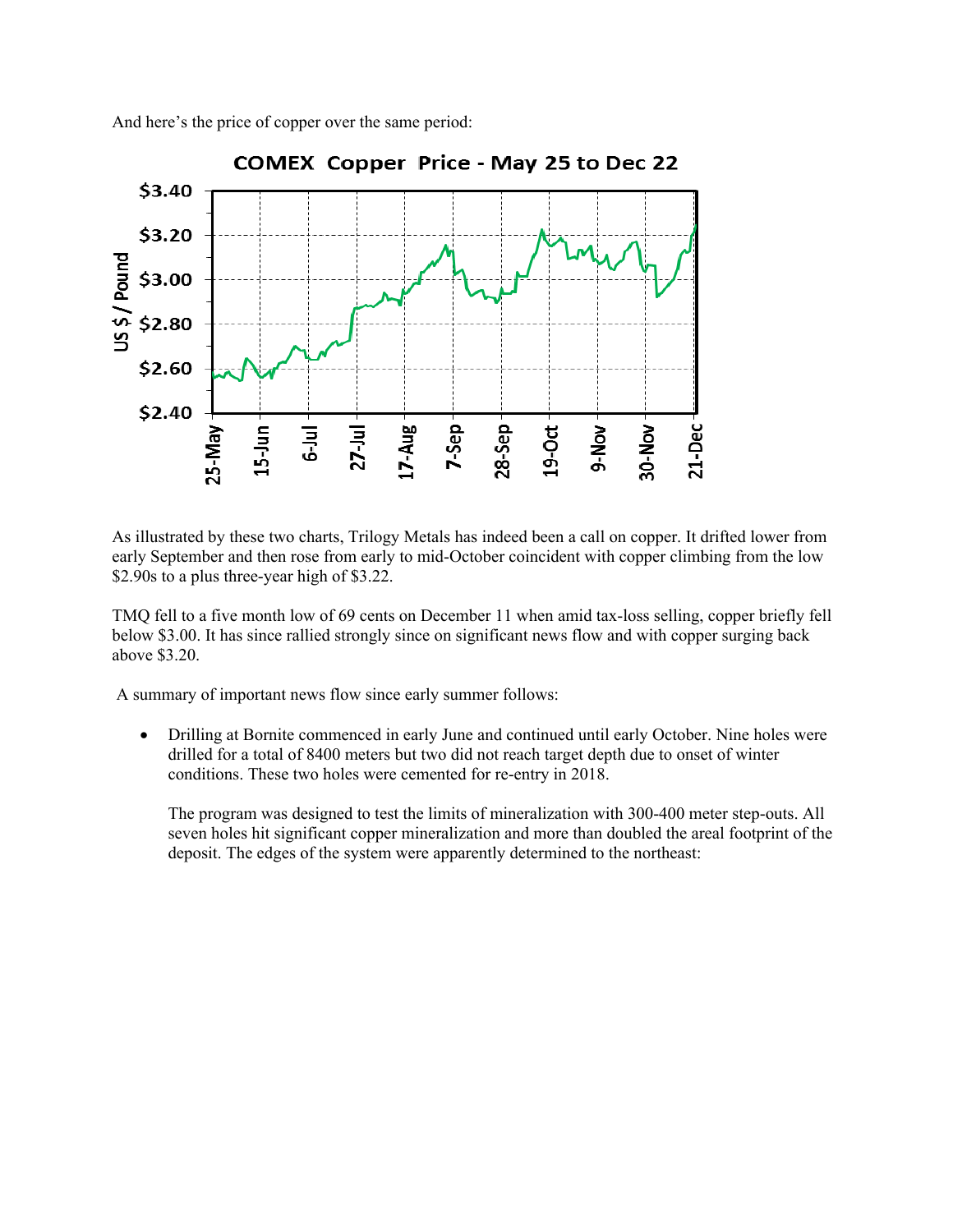And here's the price of copper over the same period:

COMEX Copper Price - May 25 to Dec 22

US $ / Pound

$3.40
$3.20
$3.00
$2.80
$2.60
$2.40

25-May
15-Jun
6-Jul
27-Jul
17-Aug
7-Sep
28-Sep
19-Oct
9-Nov
30-Nov
21-Dec

As illustrated by these two charts, Trilogy Metals has indeed been a call on copper. It drifted lower from early September and then rose from early to mid-October coincident with copper climbing from the low $2.90s to a plus three-year high of $3.22.

TMQ fell to a five month low of 69 cents on December 11 when amid tax-loss selling, copper briefly fell below $3.00. It has since rallied strongly since on significant news flow and with copper surging back above $3.20.

A summary of important news flow since early summer follows:

- Drilling at Bornite commenced in early June and continued until early October. Nine holes were drilled for a total of 8400 meters but two did not reach target depth due to onset of winter conditions. These two holes were cemented for re-entry in 2018.

  The program was designed to test the limits of mineralization with 300-400 meter step-outs. All seven holes hit significant copper mineralization and more than doubled the areal footprint of the deposit. The edges of the system were apparently determined to the northeast: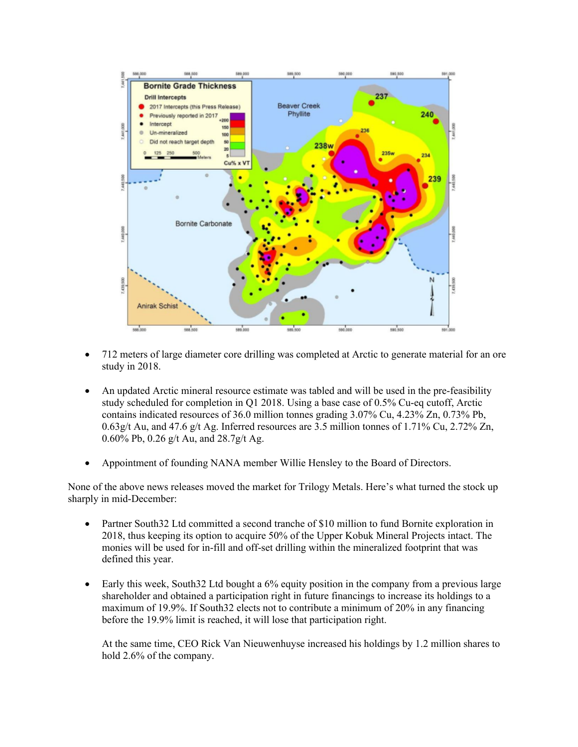Bornite Grade Thickness

Drill Intercepts

2017 Intercepts (this Press Release)

Previously reported in 2017

Intercept

Un-mineralized

Did not reach target depth

0 125 250 500 Meters

+200

150

100

50

20

5

Cu% x VT

Beaver Creek Phyllite

Bornite Carbonate

Anirak Schist

237

240

236

238w

235w

234

239

N

- 712 meters of large diameter core drilling was completed at Arctic to generate material for an ore study in 2018.
- An updated Arctic mineral resource estimate was tabled and will be used in the pre-feasibility study scheduled for completion in Q1 2018. Using a base case of 0.5% Cu-eq cutoff, Arctic contains indicated resources of 36.0 million tonnes grading 3.07% Cu, 4.23% Zn, 0.73% Pb, 0.63g/t Au, and 47.6 g/t Ag. Inferred resources are 3.5 million tonnes of 1.71% Cu, 2.72% Zn, 0.60% Pb, 0.26 g/t Au, and 28.7g/t Ag.
- Appointment of founding NANA member Willie Hensley to the Board of Directors.

None of the above news releases moved the market for Trilogy Metals. Here's what turned the stock up sharply in mid-December:

- Partner South32 Ltd committed a second tranche of $10 million to fund Bornite exploration in 2018, thus keeping its option to acquire 50% of the Upper Kobuk Mineral Projects intact. The monies will be used for in-fill and off-set drilling within the mineralized footprint that was defined this year.
- Early this week, South32 Ltd bought a 6% equity position in the company from a previous large shareholder and obtained a participation right in future financings to increase its holdings to a maximum of 19.9%. If South32 elects not to contribute a minimum of 20% in any financing before the 19.9% limit is reached, it will lose that participation right.

  At the same time, CEO Rick Van Nieuwenhuyse increased his holdings by 1.2 million shares to hold 2.6% of the company.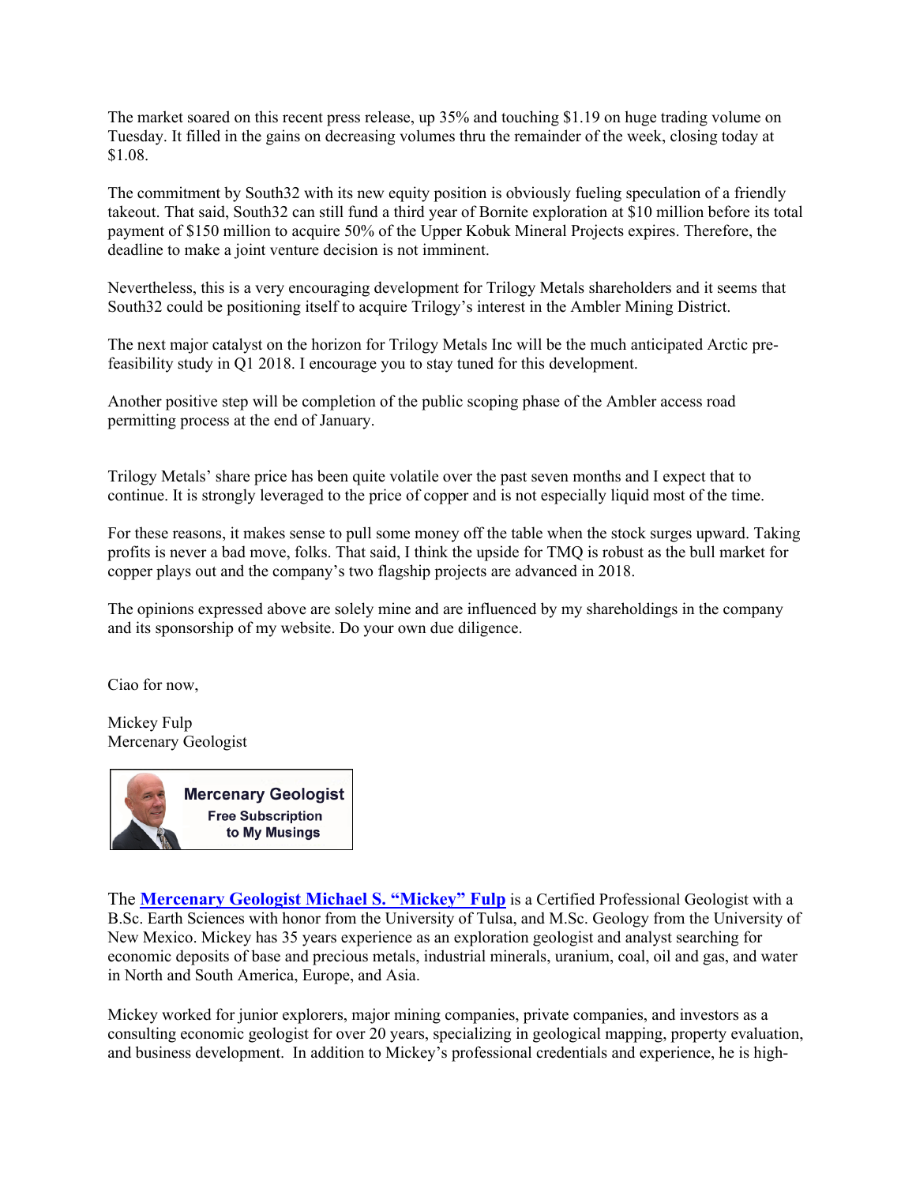The market soared on this recent press release, up 35% and touching $1.19 on huge trading volume on Tuesday. It filled in the gains on decreasing volumes thru the remainder of the week, closing today at $1.08.

The commitment by South32 with its new equity position is obviously fueling speculation of a friendly takeout. That said, South32 can still fund a third year of Bornite exploration at $10 million before its total payment of $150 million to acquire 50% of the Upper Kobuk Mineral Projects expires. Therefore, the deadline to make a joint venture decision is not imminent.

Nevertheless, this is a very encouraging development for Trilogy Metals shareholders and it seems that South32 could be positioning itself to acquire Trilogy's interest in the Ambler Mining District.

The next major catalyst on the horizon for Trilogy Metals Inc will be the much anticipated Arctic pre-feasibility study in Q1 2018. I encourage you to stay tuned for this development.

Another positive step will be completion of the public scoping phase of the Ambler access road permitting process at the end of January.

Trilogy Metals' share price has been quite volatile over the past seven months and I expect that to continue. It is strongly leveraged to the price of copper and is not especially liquid most of the time.

For these reasons, it makes sense to pull some money off the table when the stock surges upward. Taking profits is never a bad move, folks. That said, I think the upside for TMQ is robust as the bull market for copper plays out and the company's two flagship projects are advanced in 2018.

The opinions expressed above are solely mine and are influenced by my shareholdings in the company and its sponsorship of my website. Do your own due diligence.

Ciao for now,

Mickey Fulp
Mercenary Geologist

Mercenary Geologist
Free Subscription
to My Musings

The **Mercenary Geologist Michael S. "Mickey" Fulp** is a Certified Professional Geologist with a B.Sc. Earth Sciences with honor from the University of Tulsa, and M.Sc. Geology from the University of New Mexico. Mickey has 35 years experience as an exploration geologist and analyst searching for economic deposits of base and precious metals, industrial minerals, uranium, coal, oil and gas, and water in North and South America, Europe, and Asia.

Mickey worked for junior explorers, major mining companies, private companies, and investors as a consulting economic geologist for over 20 years, specializing in geological mapping, property evaluation, and business development. In addition to Mickey's professional credentials and experience, he is high-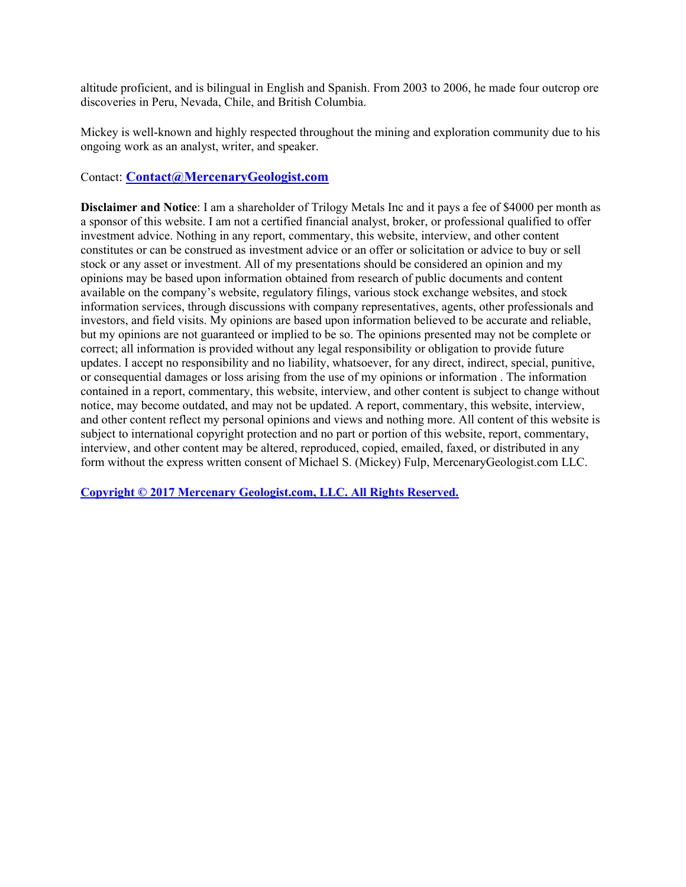altitude proficient, and is bilingual in English and Spanish. From 2003 to 2006, he made four outcrop ore discoveries in Peru, Nevada, Chile, and British Columbia.

Mickey is well-known and highly respected throughout the mining and exploration community due to his ongoing work as an analyst, writer, and speaker.

Contact: **Contact@MercenaryGeologist.com**

**Disclaimer and Notice**: I am a shareholder of Trilogy Metals Inc and it pays a fee of $4000 per month as a sponsor of this website. I am not a certified financial analyst, broker, or professional qualified to offer investment advice. Nothing in any report, commentary, this website, interview, and other content constitutes or can be construed as investment advice or an offer or solicitation or advice to buy or sell stock or any asset or investment. All of my presentations should be considered an opinion and my opinions may be based upon information obtained from research of public documents and content available on the company's website, regulatory filings, various stock exchange websites, and stock information services, through discussions with company representatives, agents, other professionals and investors, and field visits. My opinions are based upon information believed to be accurate and reliable, but my opinions are not guaranteed or implied to be so. The opinions presented may not be complete or correct; all information is provided without any legal responsibility or obligation to provide future updates. I accept no responsibility and no liability, whatsoever, for any direct, indirect, special, punitive, or consequential damages or loss arising from the use of my opinions or information . The information contained in a report, commentary, this website, interview, and other content is subject to change without notice, may become outdated, and may not be updated. A report, commentary, this website, interview, and other content reflect my personal opinions and views and nothing more. All content of this website is subject to international copyright protection and no part or portion of this website, report, commentary, interview, and other content may be altered, reproduced, copied, emailed, faxed, or distributed in any form without the express written consent of Michael S. (Mickey) Fulp, MercenaryGeologist.com LLC.

**Copyright © 2017 Mercenary Geologist.com, LLC. All Rights Reserved.**